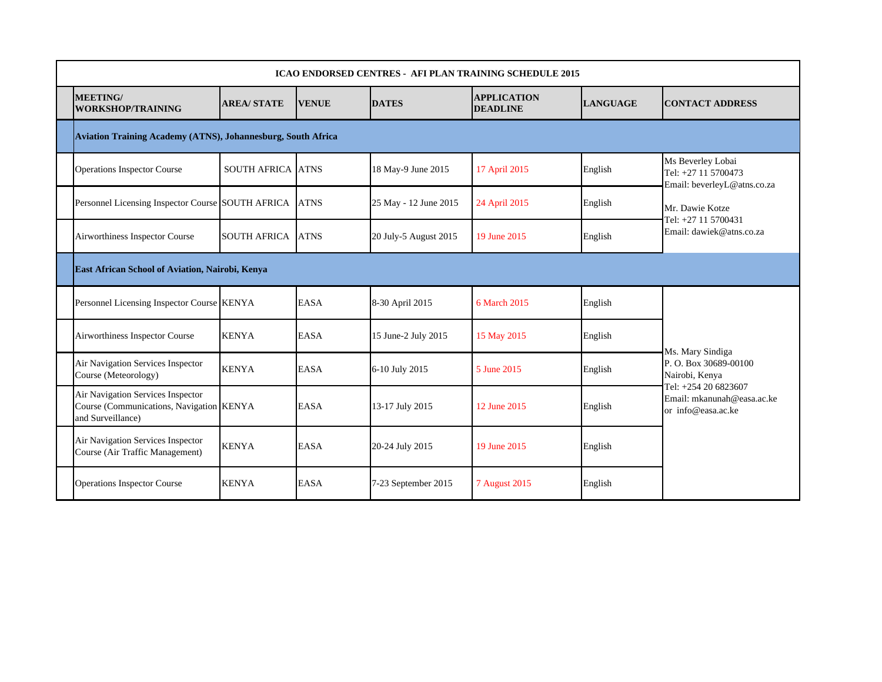**ICAO ENDORSED CENTRES - AFI PLAN TRAINING SCHEDULE 2015**

| MEETING/ WORKSHOP/TRAINING | AREA/ STATE | VENUE | DATES | APPLICATION DEADLINE | LANGUAGE | CONTACT ADDRESS |
|---|---|---|---|---|---|---|
| **Aviation Training Academy (ATNS), Johannesburg, South Africa** | | | | | | |
| Operations Inspector Course | SOUTH AFRICA | ATNS | 18 May-9 June 2015 | 17 April 2015 | English | Ms Beverley Lobai<br>Tel: +27 11 5700473<br>Email: beverleyL@atns.co.za<br>Mr. Dawie Kotze<br>Tel: +27 11 5700431<br>Email: dawiek@atns.co.za |
| Personnel Licensing Inspector Course | SOUTH AFRICA | ATNS | 25 May - 12 June 2015 | 24 April 2015 | English | |
| Airworthiness Inspector Course | SOUTH AFRICA | ATNS | 20 July-5 August 2015 | 19 June 2015 | English | |
| **East African School of Aviation, Nairobi, Kenya** | | | | | | |
| Personnel Licensing Inspector Course | KENYA | EASA | 8-30 April 2015 | 6 March 2015 | English | Ms. Mary Sindiga<br>P. O. Box 30689-00100<br>Nairobi, Kenya<br>Tel: +254 20 6823607<br>Email: mkanunah@easa.ac.ke<br>or info@easa.ac.ke |
| Airworthiness Inspector Course | KENYA | EASA | 15 June-2 July 2015 | 15 May 2015 | English | |
| Air Navigation Services Inspector Course (Meteorology) | KENYA | EASA | 6-10 July 2015 | 5 June 2015 | English | |
| Air Navigation Services Inspector Course (Communications, Navigation and Surveillance) | KENYA | EASA | 13-17 July 2015 | 12 June 2015 | English | |
| Air Navigation Services Inspector Course (Air Traffic Management) | KENYA | EASA | 20-24 July 2015 | 19 June 2015 | English | |
| Operations Inspector Course | KENYA | EASA | 7-23 September 2015 | 7 August 2015 | English | |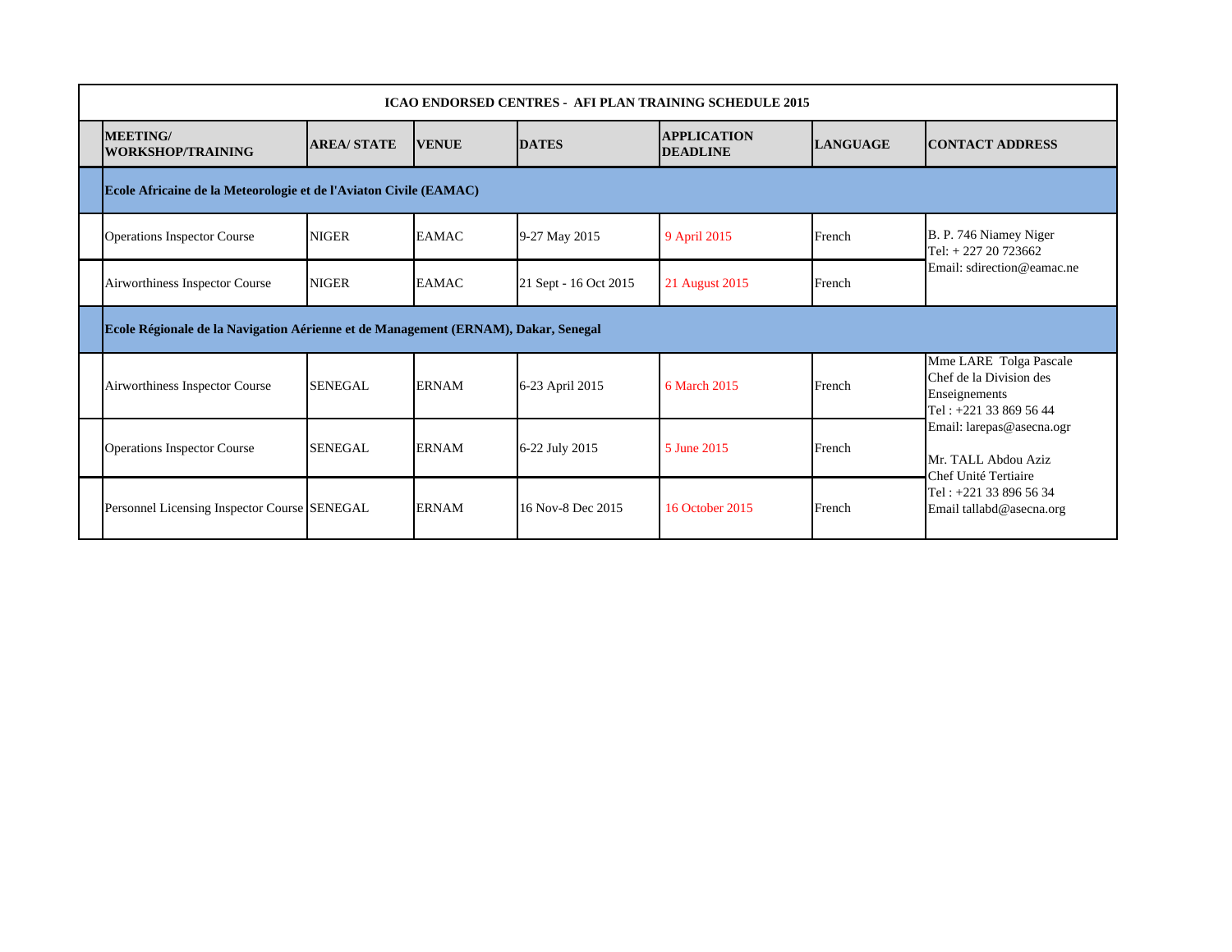| ICAO ENDORSED CENTRES - AFI PLAN TRAINING SCHEDULE 2015 | | | | | | |
|---|---|---|---|---|---|---|
| **MEETING/ WORKSHOP/TRAINING** | **AREA/ STATE** | **VENUE** | **DATES** | **APPLICATION DEADLINE** | **LANGUAGE** | **CONTACT ADDRESS** |
| **Ecole Africaine de la Meteorologie et de l'Aviaton Civile (EAMAC)** | | | | | | |
| Operations Inspector Course | NIGER | EAMAC | 9-27 May 2015 | 9 April 2015 | French | B. P. 746 Niamey Niger<br>Tel: + 227 20 723662<br>Email: sdirection@eamac.ne |
| Airworthiness Inspector Course | NIGER | EAMAC | 21 Sept - 16 Oct 2015 | 21 August 2015 | French | |
| **Ecole Régionale de la Navigation Aérienne et de Management (ERNAM), Dakar, Senegal** | | | | | | |
| Airworthiness Inspector Course | SENEGAL | ERNAM | 6-23 April 2015 | 6 March 2015 | French | Mme LARE Tolga Pascale<br>Chef de la Division des Enseignements<br>Tel : +221 33 869 56 44<br>Email: larepas@asecna.ogr<br><br>Mr. TALL Abdou Aziz<br>Chef Unité Tertiaire<br>Tel : +221 33 896 56 34<br>Email tallabd@asecna.org |
| Operations Inspector Course | SENEGAL | ERNAM | 6-22 July 2015 | 5 June 2015 | French | |
| Personnel Licensing Inspector Course | SENEGAL | ERNAM | 16 Nov-8 Dec 2015 | 16 October 2015 | French | |